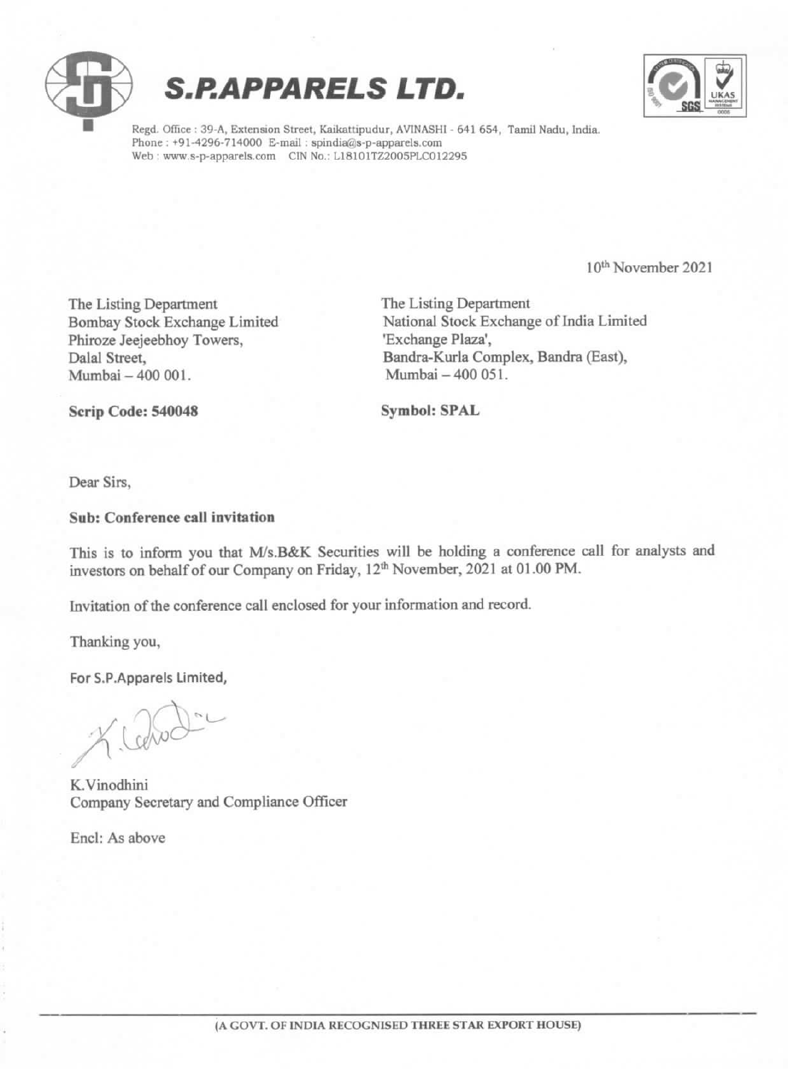# S.P.APPARELS LTD.

Regd. Office : 39-A, Extension Street, Kaikattipudur, AVINASHI - 641 654, Tamil Nadu, India.
Phone : +91-4296-714000 E-mail : spindia@s-p-apparels.com
Web : www.s-p-apparels.com CIN No.: L18101TZ2005PLC012295

10th November 2021

The Listing Department
Bombay Stock Exchange Limited
Phiroze Jeejeebhoy Towers,
Dalal Street,
Mumbai – 400 001.

**Scrip Code: 540048**

The Listing Department
National Stock Exchange of India Limited
'Exchange Plaza',
Bandra-Kurla Complex, Bandra (East),
Mumbai – 400 051.

**Symbol: SPAL**

Dear Sirs,

**Sub: Conference call invitation**

This is to inform you that M/s.B&K Securities will be holding a conference call for analysts and investors on behalf of our Company on Friday, 12th November, 2021 at 01.00 PM.

Invitation of the conference call enclosed for your information and record.

Thanking you,

For S.P.Apparels Limited,

K.Vinodhini
Company Secretary and Compliance Officer

Encl: As above

(A GOVT. OF INDIA RECOGNISED THREE STAR EXPORT HOUSE)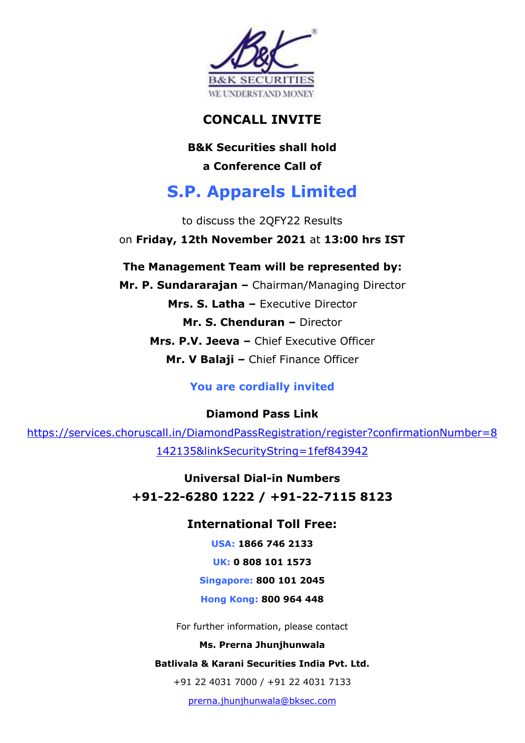B&K SECURITIES

WE UNDERSTAND MONEY

# CONCALL INVITE

**B&K Securities shall hold**
**a Conference Call of**

## S.P. Apparels Limited

to discuss the 2QFY22 Results
on **Friday, 12th November 2021** at **13:00 hrs IST**

**The Management Team will be represented by:**

**Mr. P. Sundararajan –** Chairman/Managing Director
**Mrs. S. Latha –** Executive Director
**Mr. S. Chenduran –** Director
**Mrs. P.V. Jeeva –** Chief Executive Officer
**Mr. V Balaji –** Chief Finance Officer

**You are cordially invited**

**Diamond Pass Link**

https://services.choruscall.in/DiamondPassRegistration/register?confirmationNumber=8142135&linkSecurityString=1fef843942

**Universal Dial-in Numbers**

**+91-22-6280 1222 / +91-22-7115 8123**

**International Toll Free:**

**USA: 1866 746 2133**
**UK: 0 808 101 1573**
**Singapore: 800 101 2045**
**Hong Kong: 800 964 448**

For further information, please contact

**Ms. Prerna Jhunjhunwala**
**Batlivala & Karani Securities India Pvt. Ltd.**
+91 22 4031 7000 / +91 22 4031 7133
prerna.jhunjhunwala@bksec.com